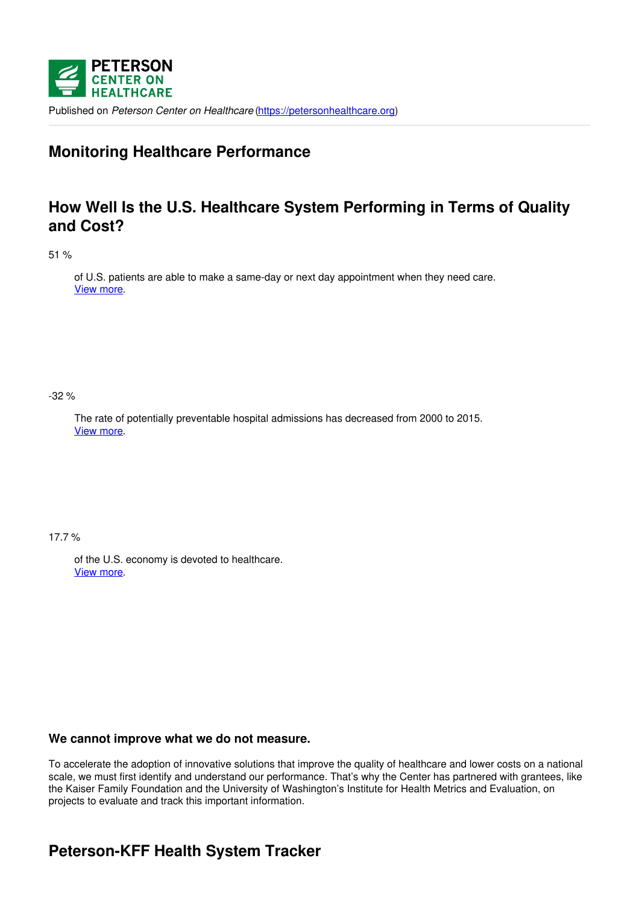PETERSON CENTER ON HEALTHCARE

Published on *Peterson Center on Healthcare* (https://petersonhealthcare.org)

## Monitoring Healthcare Performance

## How Well Is the U.S. Healthcare System Performing in Terms of Quality and Cost?

51 %

of U.S. patients are able to make a same-day or next day appointment when they need care. View more.

-32 %

The rate of potentially preventable hospital admissions has decreased from 2000 to 2015. View more.

17.7 %

of the U.S. economy is devoted to healthcare. View more.

### We cannot improve what we do not measure.

To accelerate the adoption of innovative solutions that improve the quality of healthcare and lower costs on a national scale, we must first identify and understand our performance. That's why the Center has partnered with grantees, like the Kaiser Family Foundation and the University of Washington's Institute for Health Metrics and Evaluation, on projects to evaluate and track this important information.

## Peterson-KFF Health System Tracker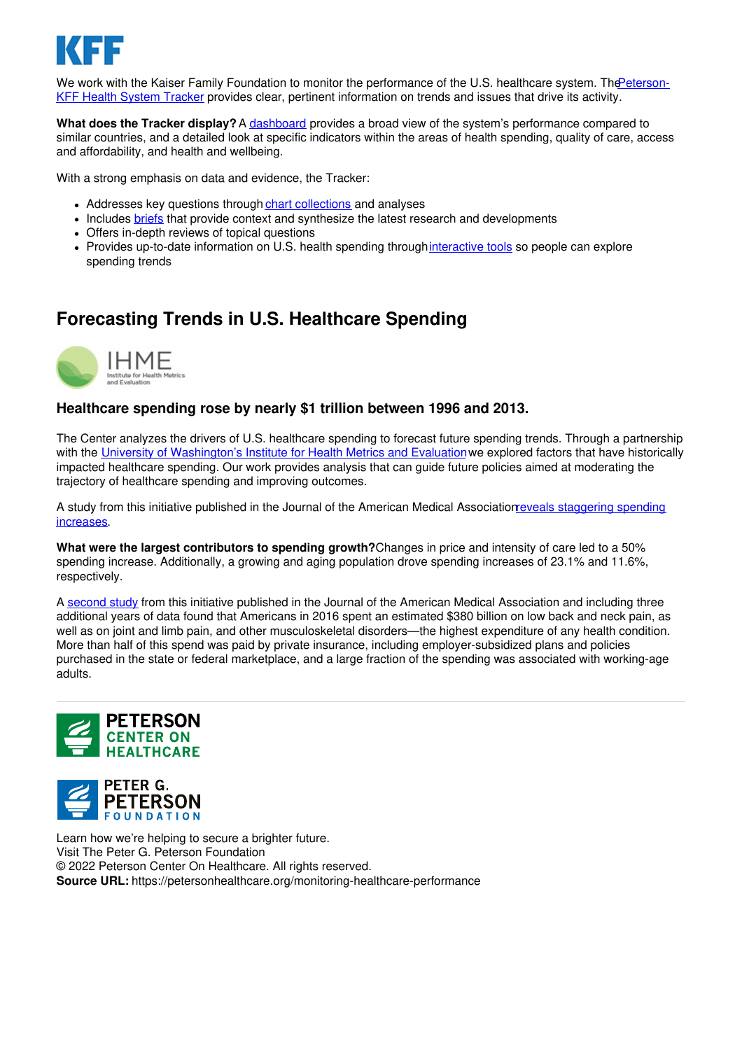We work with the Kaiser Family Foundation to monitor the performance of the U.S. healthcare system. The Peterson-KFF Health System Tracker provides clear, pertinent information on trends and issues that drive its activity.

**What does the Tracker display?** A dashboard provides a broad view of the system's performance compared to similar countries, and a detailed look at specific indicators within the areas of health spending, quality of care, access and affordability, and health and wellbeing.

With a strong emphasis on data and evidence, the Tracker:

- Addresses key questions through chart collections and analyses
- Includes briefs that provide context and synthesize the latest research and developments
- Offers in-depth reviews of topical questions
- Provides up-to-date information on U.S. health spending through interactive tools so people can explore spending trends

## Forecasting Trends in U.S. Healthcare Spending

### Healthcare spending rose by nearly $1 trillion between 1996 and 2013.

The Center analyzes the drivers of U.S. healthcare spending to forecast future spending trends. Through a partnership with the University of Washington's Institute for Health Metrics and Evaluation we explored factors that have historically impacted healthcare spending. Our work provides analysis that can guide future policies aimed at moderating the trajectory of healthcare spending and improving outcomes.

A study from this initiative published in the Journal of the American Medical Association reveals staggering spending increases.

**What were the largest contributors to spending growth?** Changes in price and intensity of care led to a 50% spending increase. Additionally, a growing and aging population drove spending increases of 23.1% and 11.6%, respectively.

A second study from this initiative published in the Journal of the American Medical Association and including three additional years of data found that Americans in 2016 spent an estimated $380 billion on low back and neck pain, as well as on joint and limb pain, and other musculoskeletal disorders—the highest expenditure of any health condition. More than half of this spend was paid by private insurance, including employer-subsidized plans and policies purchased in the state or federal marketplace, and a large fraction of the spending was associated with working-age adults.

---

Learn how we're helping to secure a brighter future.
Visit The Peter G. Peterson Foundation
© 2022 Peterson Center On Healthcare. All rights reserved.
**Source URL:** https://petersonhealthcare.org/monitoring-healthcare-performance